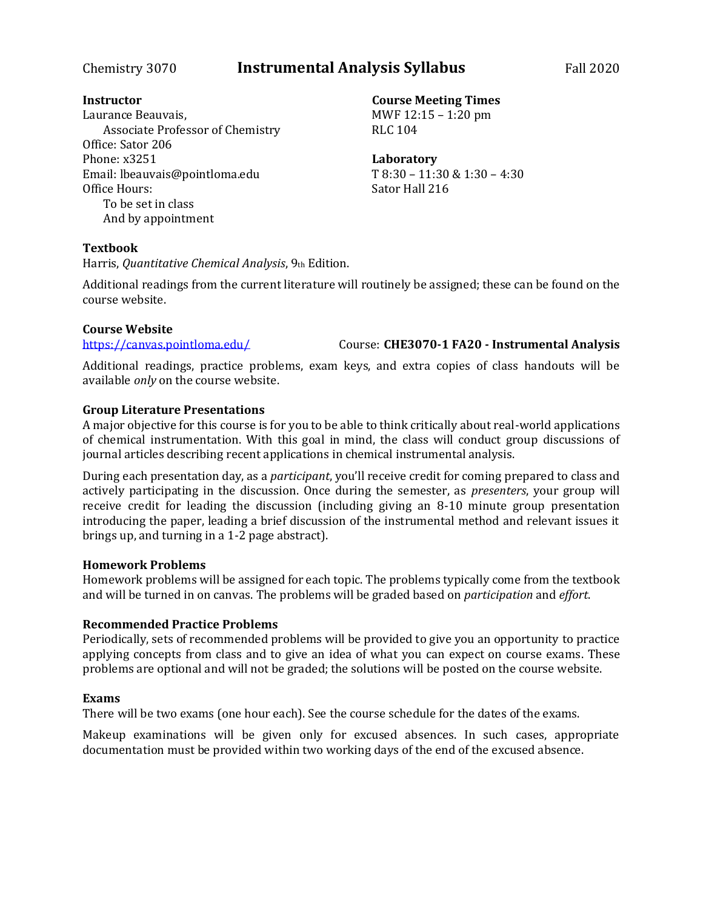Chemistry 3070 **Instrumental Analysis Syllabus** Fall 2020

**Instructor**
Laurance Beauvais,
Associate Professor of Chemistry
Office: Sator 206
Phone: x3251
Email: lbeauvais@pointloma.edu
Office Hours:
To be set in class
And by appointment

**Course Meeting Times**
MWF 12:15 – 1:20 pm
RLC 104

**Laboratory**
T 8:30 – 11:30 & 1:30 – 4:30
Sator Hall 216

**Textbook**

Harris, *Quantitative Chemical Analysis*, 9th Edition.

Additional readings from the current literature will routinely be assigned; these can be found on the course website.

**Course Website**

https://canvas.pointloma.edu/ Course: **CHE3070-1 FA20 - Instrumental Analysis**

Additional readings, practice problems, exam keys, and extra copies of class handouts will be available *only* on the course website.

**Group Literature Presentations**

A major objective for this course is for you to be able to think critically about real-world applications of chemical instrumentation. With this goal in mind, the class will conduct group discussions of journal articles describing recent applications in chemical instrumental analysis.

During each presentation day, as a *participant*, you'll receive credit for coming prepared to class and actively participating in the discussion. Once during the semester, as *presenters*, your group will receive credit for leading the discussion (including giving an 8-10 minute group presentation introducing the paper, leading a brief discussion of the instrumental method and relevant issues it brings up, and turning in a 1-2 page abstract).

**Homework Problems**

Homework problems will be assigned for each topic. The problems typically come from the textbook and will be turned in on canvas. The problems will be graded based on *participation* and *effort*.

**Recommended Practice Problems**

Periodically, sets of recommended problems will be provided to give you an opportunity to practice applying concepts from class and to give an idea of what you can expect on course exams. These problems are optional and will not be graded; the solutions will be posted on the course website.

**Exams**

There will be two exams (one hour each). See the course schedule for the dates of the exams.

Makeup examinations will be given only for excused absences. In such cases, appropriate documentation must be provided within two working days of the end of the excused absence.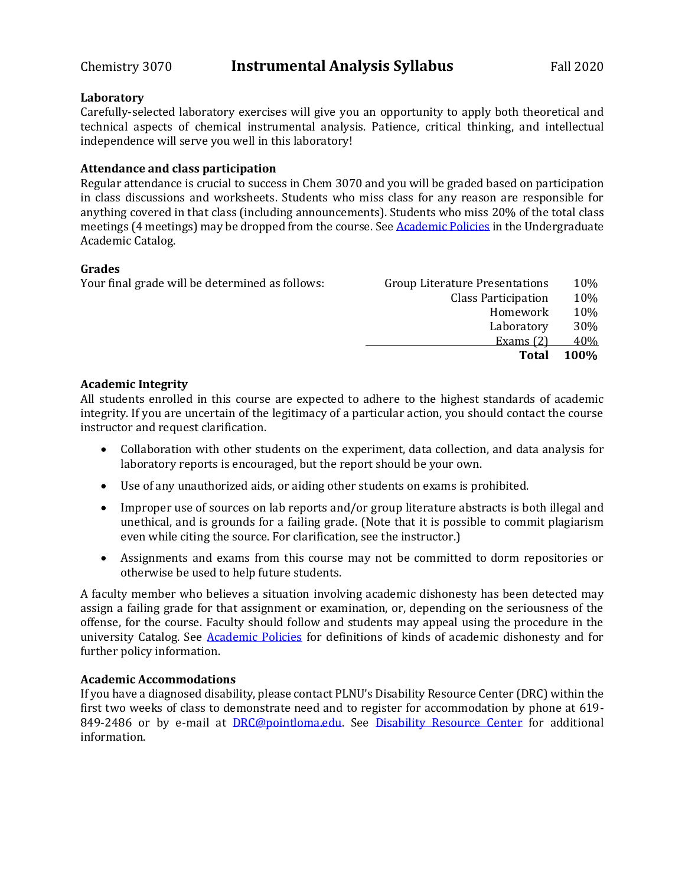### Laboratory

Carefully-selected laboratory exercises will give you an opportunity to apply both theoretical and technical aspects of chemical instrumental analysis. Patience, critical thinking, and intellectual independence will serve you well in this laboratory!

### Attendance and class participation

Regular attendance is crucial to success in Chem 3070 and you will be graded based on participation in class discussions and worksheets. Students who miss class for any reason are responsible for anything covered in that class (including announcements). Students who miss 20% of the total class meetings (4 meetings) may be dropped from the course. See [Academic Policies](#) in the Undergraduate Academic Catalog.

### Grades

Your final grade will be determined as follows:

| Component | Weight |
|---|---|
| Group Literature Presentations | 10% |
| Class Participation | 10% |
| Homework | 10% |
| Laboratory | 30% |
| Exams (2) | 40% |
| **Total** | **100%** |

### Academic Integrity

All students enrolled in this course are expected to adhere to the highest standards of academic integrity. If you are uncertain of the legitimacy of a particular action, you should contact the course instructor and request clarification.

- Collaboration with other students on the experiment, data collection, and data analysis for laboratory reports is encouraged, but the report should be your own.
- Use of any unauthorized aids, or aiding other students on exams is prohibited.
- Improper use of sources on lab reports and/or group literature abstracts is both illegal and unethical, and is grounds for a failing grade. (Note that it is possible to commit plagiarism even while citing the source. For clarification, see the instructor.)
- Assignments and exams from this course may not be committed to dorm repositories or otherwise be used to help future students.

A faculty member who believes a situation involving academic dishonesty has been detected may assign a failing grade for that assignment or examination, or, depending on the seriousness of the offense, for the course. Faculty should follow and students may appeal using the procedure in the university Catalog. See [Academic Policies](#) for definitions of kinds of academic dishonesty and for further policy information.

### Academic Accommodations

If you have a diagnosed disability, please contact PLNU's Disability Resource Center (DRC) within the first two weeks of class to demonstrate need and to register for accommodation by phone at 619-849-2486 or by e-mail at DRC@pointloma.edu. See [Disability Resource Center](#) for additional information.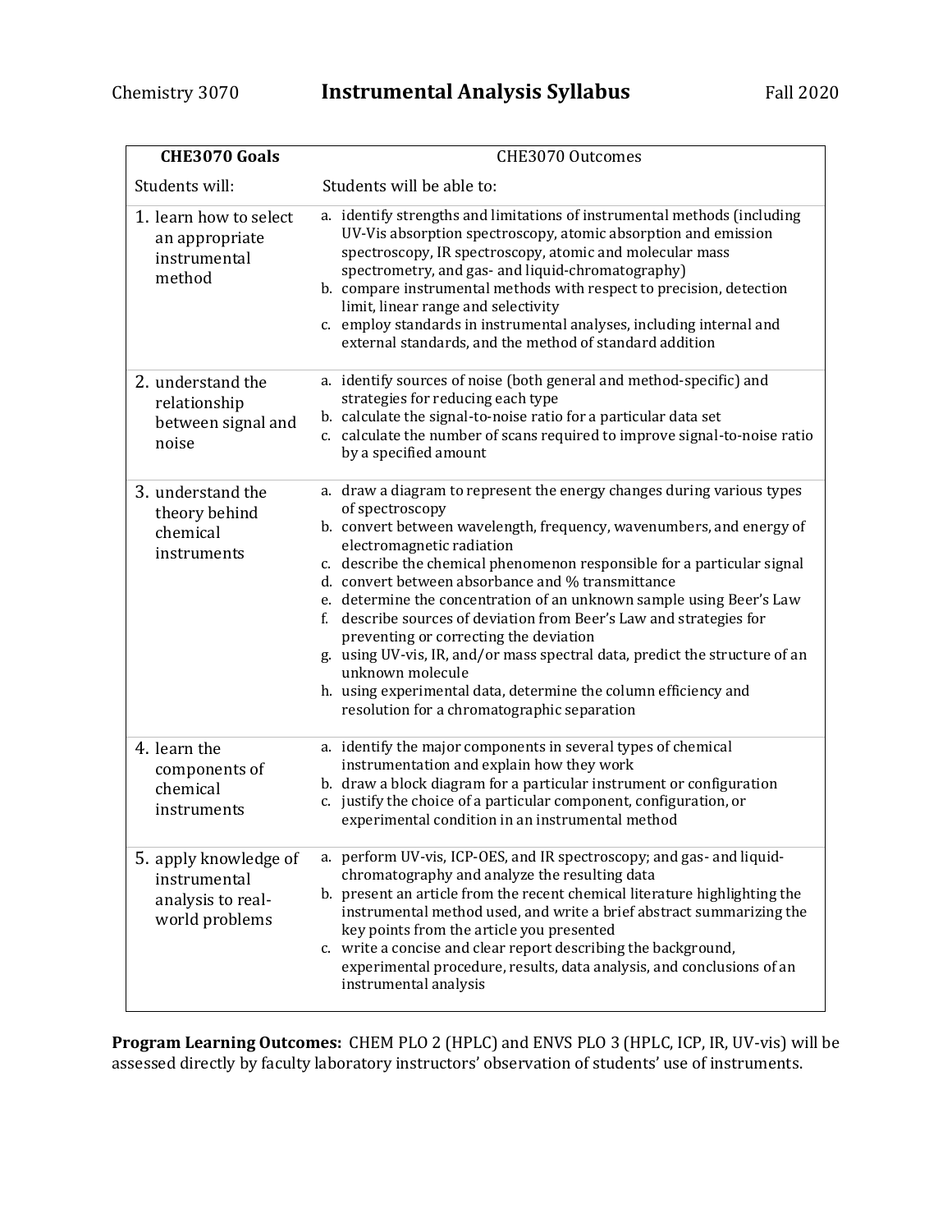Chemistry 3070 **Instrumental Analysis Syllabus** Fall 2020

| **CHE3070 Goals** | CHE3070 Outcomes |
|---|---|
| Students will: | Students will be able to: |
| 1. learn how to select an appropriate instrumental method | a. identify strengths and limitations of instrumental methods (including UV-Vis absorption spectroscopy, atomic absorption and emission spectroscopy, IR spectroscopy, atomic and molecular mass spectrometry, and gas- and liquid-chromatography)<br>b. compare instrumental methods with respect to precision, detection limit, linear range and selectivity<br>c. employ standards in instrumental analyses, including internal and external standards, and the method of standard addition |
| 2. understand the relationship between signal and noise | a. identify sources of noise (both general and method-specific) and strategies for reducing each type<br>b. calculate the signal-to-noise ratio for a particular data set<br>c. calculate the number of scans required to improve signal-to-noise ratio by a specified amount |
| 3. understand the theory behind chemical instruments | a. draw a diagram to represent the energy changes during various types of spectroscopy<br>b. convert between wavelength, frequency, wavenumbers, and energy of electromagnetic radiation<br>c. describe the chemical phenomenon responsible for a particular signal<br>d. convert between absorbance and % transmittance<br>e. determine the concentration of an unknown sample using Beer's Law<br>f. describe sources of deviation from Beer's Law and strategies for preventing or correcting the deviation<br>g. using UV-vis, IR, and/or mass spectral data, predict the structure of an unknown molecule<br>h. using experimental data, determine the column efficiency and resolution for a chromatographic separation |
| 4. learn the components of chemical instruments | a. identify the major components in several types of chemical instrumentation and explain how they work<br>b. draw a block diagram for a particular instrument or configuration<br>c. justify the choice of a particular component, configuration, or experimental condition in an instrumental method |
| 5. apply knowledge of instrumental analysis to real-world problems | a. perform UV-vis, ICP-OES, and IR spectroscopy; and gas- and liquid-chromatography and analyze the resulting data<br>b. present an article from the recent chemical literature highlighting the instrumental method used, and write a brief abstract summarizing the key points from the article you presented<br>c. write a concise and clear report describing the background, experimental procedure, results, data analysis, and conclusions of an instrumental analysis |

**Program Learning Outcomes:** CHEM PLO 2 (HPLC) and ENVS PLO 3 (HPLC, ICP, IR, UV-vis) will be assessed directly by faculty laboratory instructors' observation of students' use of instruments.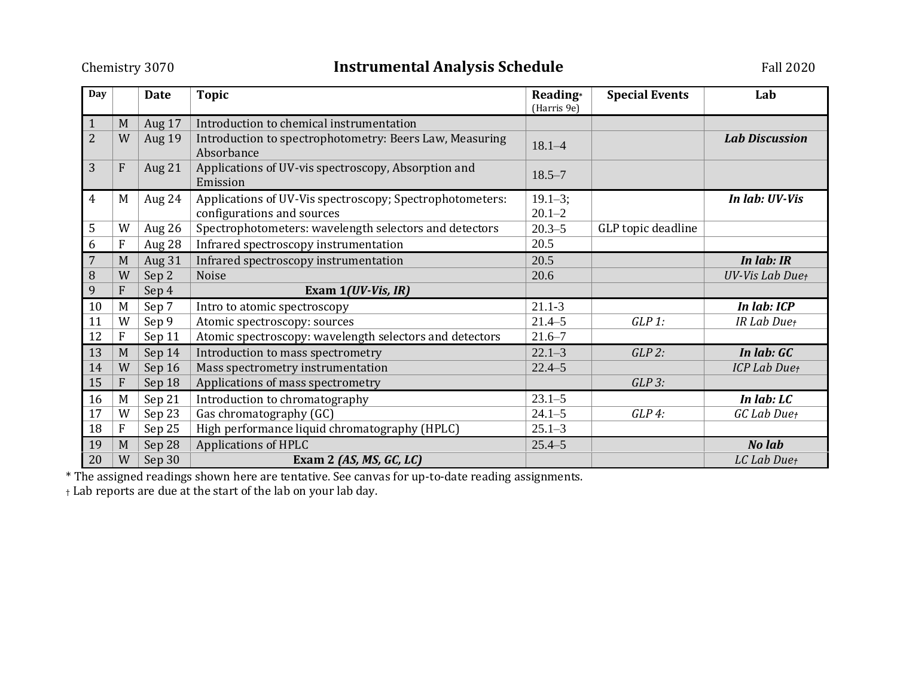Chemistry 3070 **Instrumental Analysis Schedule** Fall 2020

| Day | | Date | Topic | Reading* (Harris 9e) | Special Events | Lab |
|---|---|---|---|---|---|---|
| 1 | M | Aug 17 | Introduction to chemical instrumentation | | | |
| 2 | W | Aug 19 | Introduction to spectrophotometry: Beers Law, Measuring Absorbance | 18.1–4 | | ***Lab Discussion*** |
| 3 | F | Aug 21 | Applications of UV-vis spectroscopy, Absorption and Emission | 18.5–7 | | |
| 4 | M | Aug 24 | Applications of UV-Vis spectroscopy; Spectrophotometers: configurations and sources | 19.1–3; 20.1–2 | | ***In lab: UV-Vis*** |
| 5 | W | Aug 26 | Spectrophotometers: wavelength selectors and detectors | 20.3–5 | GLP topic deadline | |
| 6 | F | Aug 28 | Infrared spectroscopy instrumentation | 20.5 | | |
| 7 | M | Aug 31 | Infrared spectroscopy instrumentation | 20.5 | | ***In lab: IR*** |
| 8 | W | Sep 2 | Noise | 20.6 | | *UV-Vis Lab Due†* |
| 9 | F | Sep 4 | **Exam 1*(UV-Vis, IR)*** | | | |
| 10 | M | Sep 7 | Intro to atomic spectroscopy | 21.1-3 | | ***In lab: ICP*** |
| 11 | W | Sep 9 | Atomic spectroscopy: sources | 21.4–5 | *GLP 1:* | *IR Lab Due†* |
| 12 | F | Sep 11 | Atomic spectroscopy: wavelength selectors and detectors | 21.6–7 | | |
| 13 | M | Sep 14 | Introduction to mass spectrometry | 22.1–3 | *GLP 2:* | ***In lab: GC*** |
| 14 | W | Sep 16 | Mass spectrometry instrumentation | 22.4–5 | | *ICP Lab Due†* |
| 15 | F | Sep 18 | Applications of mass spectrometry | | *GLP 3:* | |
| 16 | M | Sep 21 | Introduction to chromatography | 23.1–5 | | ***In lab: LC*** |
| 17 | W | Sep 23 | Gas chromatography (GC) | 24.1–5 | *GLP 4:* | *GC Lab Due†* |
| 18 | F | Sep 25 | High performance liquid chromatography (HPLC) | 25.1–3 | | |
| 19 | M | Sep 28 | Applications of HPLC | 25.4–5 | | ***No lab*** |
| 20 | W | Sep 30 | **Exam 2 *(AS, MS, GC, LC)*** | | | *LC Lab Due†* |

* The assigned readings shown here are tentative. See canvas for up-to-date reading assignments.

† Lab reports are due at the start of the lab on your lab day.